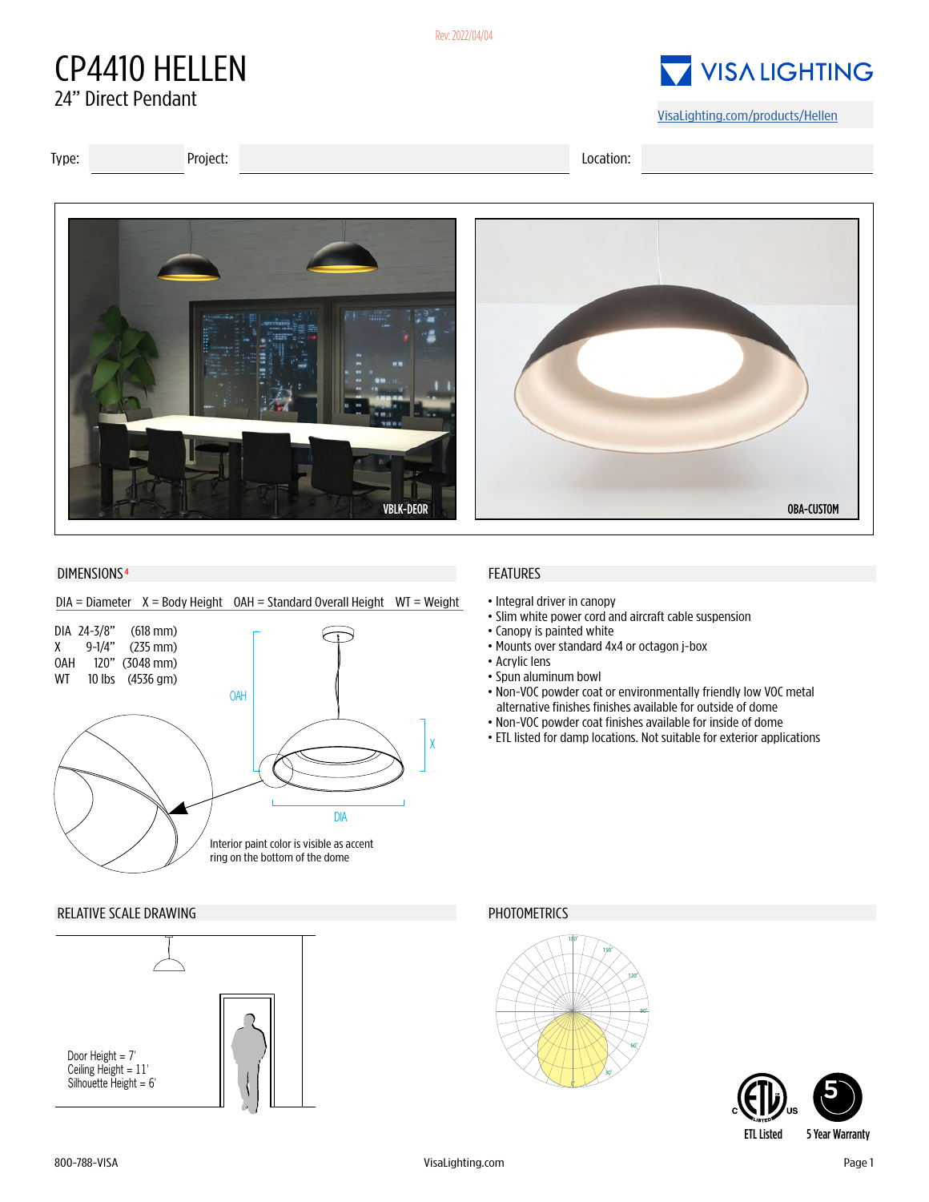Rev: 2022/04/04

# CP4410 HELLEN

24” Direct Pendant

VISA LIGHTING

VisaLighting.com/products/Hellen

Type: | Project: | Location:

VBLK-DEOR

OBA-CUSTOM

## DIMENSIONS[4]

DIA = Diameter X = Body Height OAH = Standard Overall Height WT = Weight

| | | |
|---|---|---|
| DIA | 24-3/8” | (618 mm) |
| X | 9-1/4” | (235 mm) |
| OAH | 120” | (3048 mm) |
| WT | 10 lbs | (4536 gm) |

OAH

X

DIA

Interior paint color is visible as accent ring on the bottom of the dome

## FEATURES

- Integral driver in canopy
- Slim white power cord and aircraft cable suspension
- Canopy is painted white
- Mounts over standard 4x4 or octagon j-box
- Acrylic lens
- Spun aluminum bowl
- Non-VOC powder coat or environmentally friendly low VOC metal alternative finishes finishes available for outside of dome
- Non-VOC powder coat finishes available for inside of dome
- ETL listed for damp locations. Not suitable for exterior applications

## RELATIVE SCALE DRAWING

Door Height = 7'
Ceiling Height = 11'
Silhouette Height = 6'

## PHOTOMETRICS

ETL Listed

5 Year Warranty

800-788-VISA

VisaLighting.com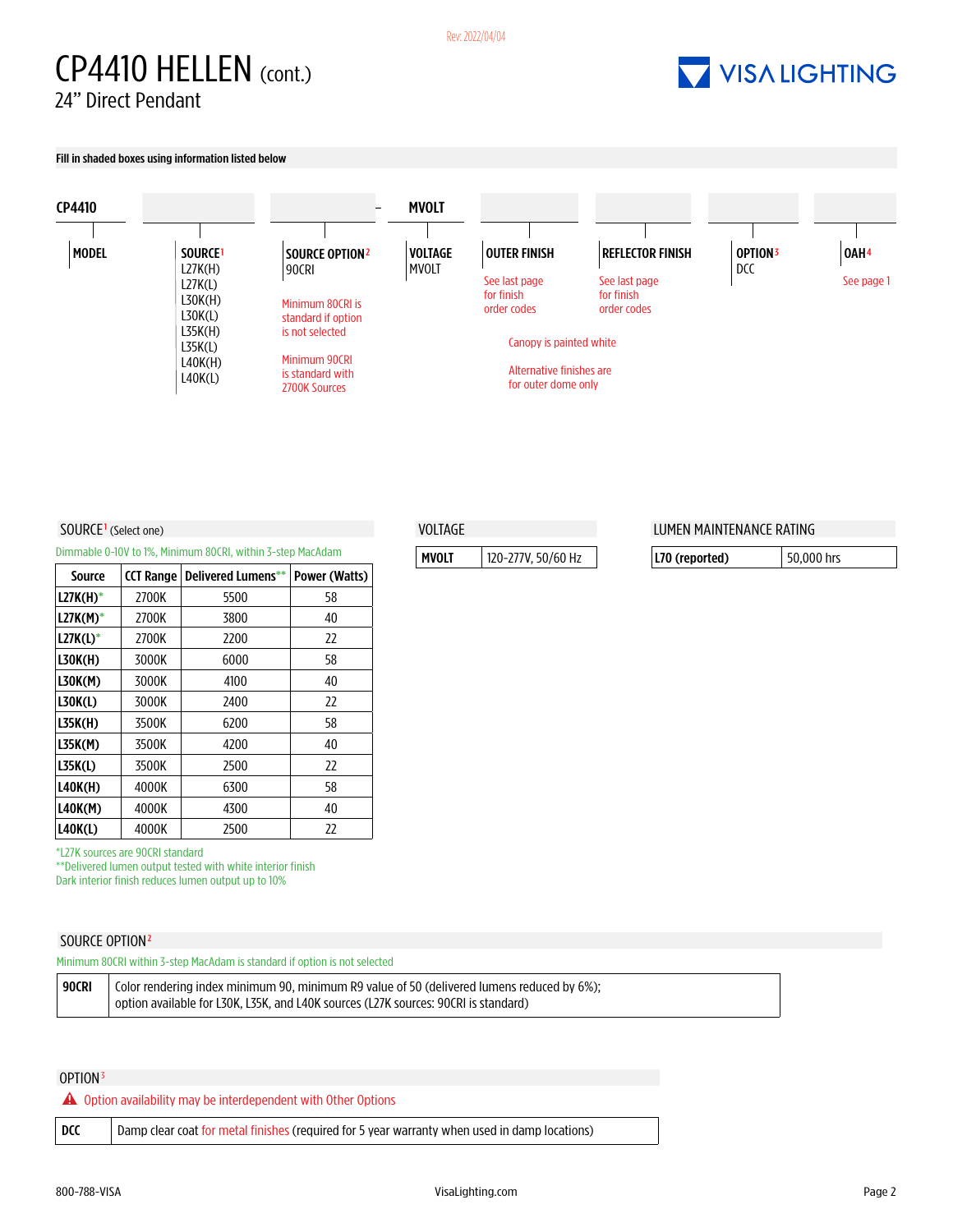Rev: 2022/04/04

# CP4410 HELLEN (cont.)

24" Direct Pendant

**Fill in shaded boxes using information listed below**

| CP4410 | | | – MVOLT | | | | |
|---|---|---|---|---|---|---|---|
| **MODEL** | **SOURCE**[1] | **SOURCE OPTION**[2] | **VOLTAGE** | **OUTER FINISH** | **REFLECTOR FINISH** | **OPTION**[3] | **OAH**[4] |
| | L27K(H)<br>L27K(L)<br>L30K(H)<br>L30K(L)<br>L35K(H)<br>L35K(L)<br>L40K(H)<br>L40K(L) | 90CRI<br><br>Minimum 80CRI is standard if option is not selected<br><br>Minimum 90CRI is standard with 2700K Sources | MVOLT | See last page for finish order codes | See last page for finish order codes | DCC | See page 1 |

Canopy is painted white

Alternative finishes are for outer dome only

## SOURCE[1] (Select one)

Dimmable 0-10V to 1%, Minimum 80CRI, within 3-step MacAdam

| Source | CCT Range | Delivered Lumens** | Power (Watts) |
|---|---|---|---|
| **L27K(H)*** | 2700K | 5500 | 58 |
| **L27K(M)*** | 2700K | 3800 | 40 |
| **L27K(L)*** | 2700K | 2200 | 22 |
| **L30K(H)** | 3000K | 6000 | 58 |
| **L30K(M)** | 3000K | 4100 | 40 |
| **L30K(L)** | 3000K | 2400 | 22 |
| **L35K(H)** | 3500K | 6200 | 58 |
| **L35K(M)** | 3500K | 4200 | 40 |
| **L35K(L)** | 3500K | 2500 | 22 |
| **L40K(H)** | 4000K | 6300 | 58 |
| **L40K(M)** | 4000K | 4300 | 40 |
| **L40K(L)** | 4000K | 2500 | 22 |

*L27K sources are 90CRI standard
**Delivered lumen output tested with white interior finish
Dark interior finish reduces lumen output up to 10%

## VOLTAGE

| **MVOLT** | 120-277V, 50/60 Hz |
|---|---|

## LUMEN MAINTENANCE RATING

| **L70 (reported)** | 50,000 hrs |
|---|---|

## SOURCE OPTION[2]

Minimum 80CRI within 3-step MacAdam is standard if option is not selected

| **90CRI** | Color rendering index minimum 90, minimum R9 value of 50 (delivered lumens reduced by 6%); option available for L30K, L35K, and L40K sources (L27K sources: 90CRI is standard) |
|---|---|

## OPTION[3]

⚠ Option availability may be interdependent with Other Options

| **DCC** | Damp clear coat for metal finishes (required for 5 year warranty when used in damp locations) |
|---|---|

800-788-VISA  VisaLighting.com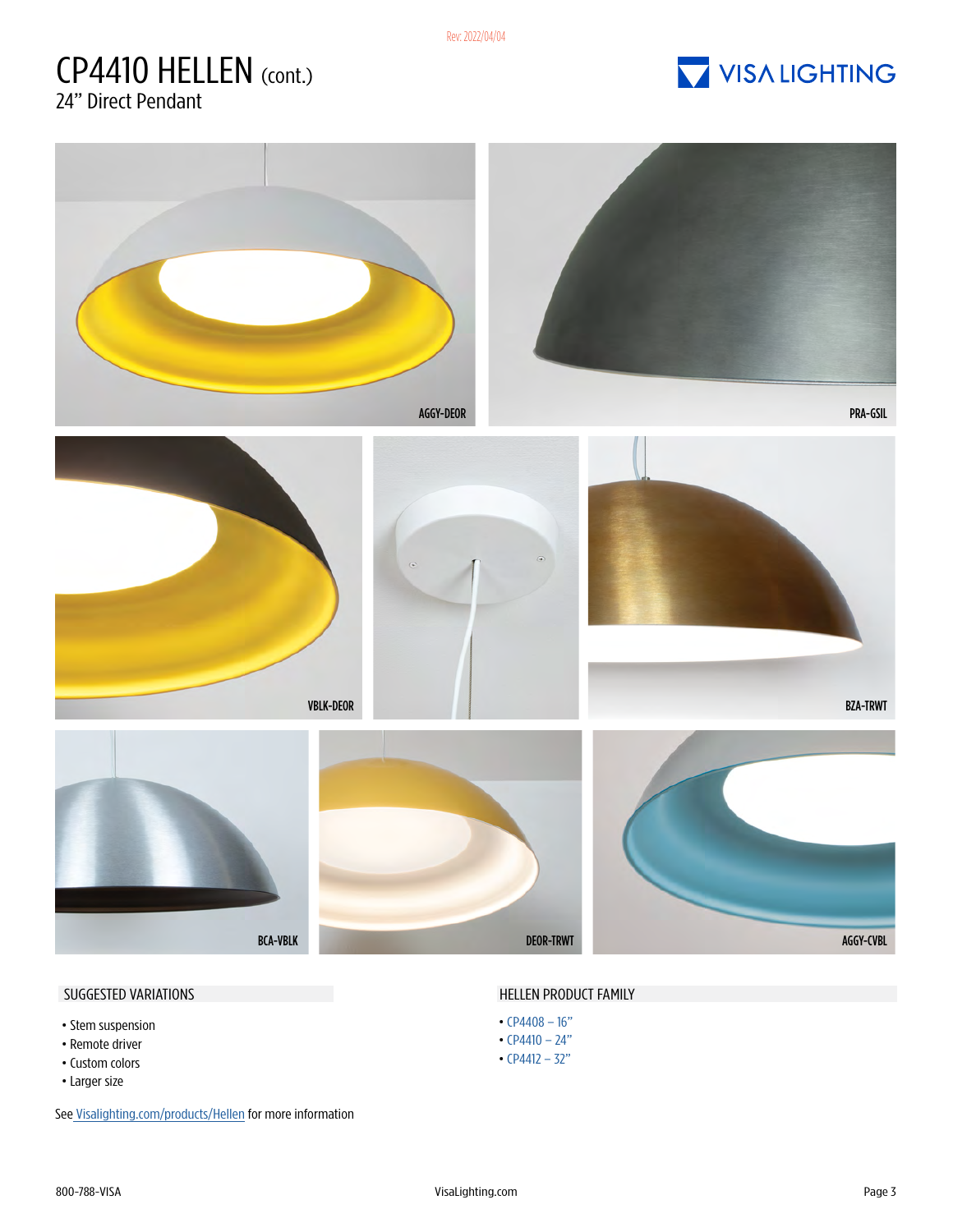# CP4410 HELLEN (cont.)

24” Direct Pendant

AGGY-DEOR

PRA-GSIL

VBLK-DEOR

BZA-TRWT

BCA-VBLK

DEOR-TRWT

AGGY-CVBL

## SUGGESTED VARIATIONS

- Stem suspension
- Remote driver
- Custom colors
- Larger size

See Visalighting.com/products/Hellen for more information

## HELLEN PRODUCT FAMILY

- CP4408 – 16”
- CP4410 – 24”
- CP4412 – 32”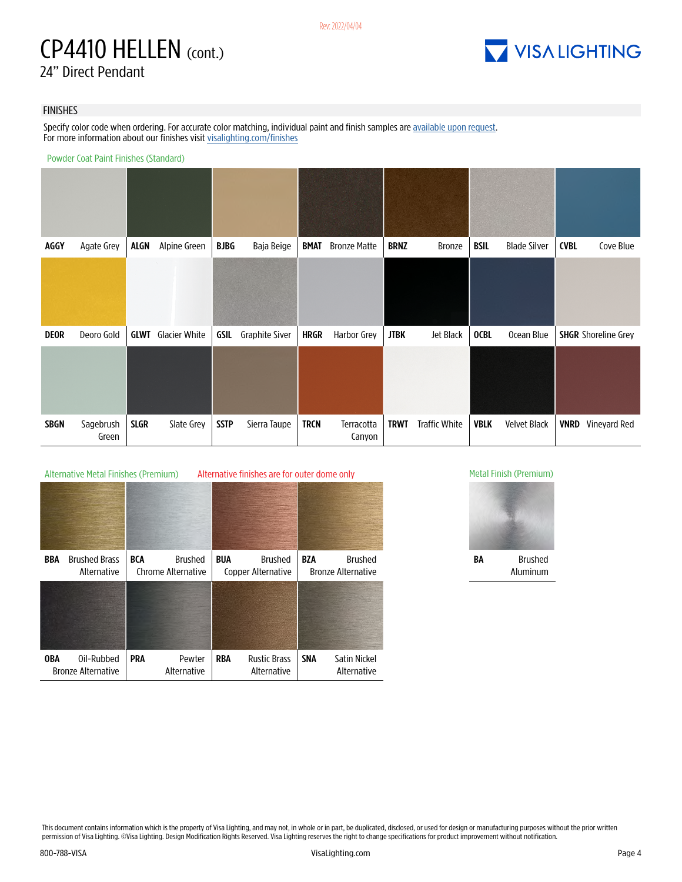# CP4410 HELLEN (cont.)

24" Direct Pendant

## FINISHES

Specify color code when ordering. For accurate color matching, individual paint and finish samples are available upon request.
For more information about our finishes visit visalighting.com/finishes

### Powder Coat Paint Finishes (Standard)

| | | | | | | |
|---|---|---|---|---|---|---|
| **AGGY** Agate Grey | **ALGN** Alpine Green | **BJBG** Baja Beige | **BMAT** Bronze Matte | **BRNZ** Bronze | **BSIL** Blade Silver | **CVBL** Cove Blue |
| **DEOR** Deoro Gold | **GLWT** Glacier White | **GSIL** Graphite Siver | **HRGR** Harbor Grey | **JTBK** Jet Black | **OCBL** Ocean Blue | **SHGR** Shoreline Grey |
| **SBGN** Sagebrush Green | **SLGR** Slate Grey | **SSTP** Sierra Taupe | **TRCN** Terracotta Canyon | **TRWT** Traffic White | **VBLK** Velvet Black | **VNRD** Vineyard Red |

### Alternative Metal Finishes (Premium)

Alternative finishes are for outer dome only

| | | | |
|---|---|---|---|
| **BBA** Brushed Brass Alternative | **BCA** Brushed Chrome Alternative | **BUA** Brushed Copper Alternative | **BZA** Brushed Bronze Alternative |
| **OBA** Oil-Rubbed Bronze Alternative | **PRA** Pewter Alternative | **RBA** Rustic Brass Alternative | **SNA** Satin Nickel Alternative |

### Metal Finish (Premium)

| |
|---|
| **BA** Brushed Aluminum |

This document contains information which is the property of Visa Lighting, and may not, in whole or in part, be duplicated, disclosed, or used for design or manufacturing purposes without the prior written permission of Visa Lighting. ©Visa Lighting. Design Modification Rights Reserved. Visa Lighting reserves the right to change specifications for product improvement without notification.